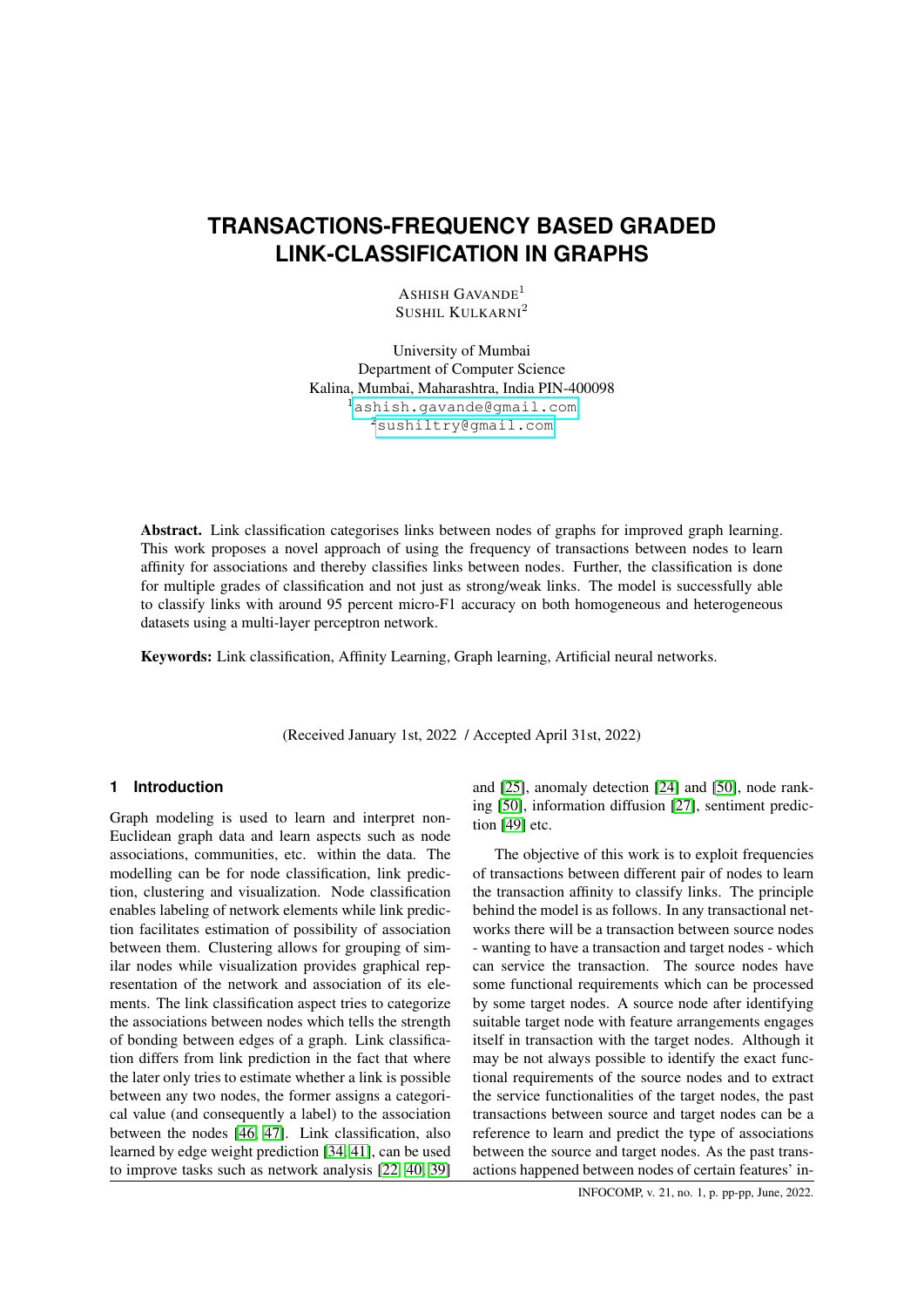# TRANSACTIONS-FREQUENCY BASED GRADED LINK-CLASSIFICATION IN GRAPHS

ASHISH GAVANDE[1]
SUSHIL KULKARNI[2]

University of Mumbai
Department of Computer Science
Kalina, Mumbai, Maharashtra, India PIN-400098
[1]ashish.gavande@gmail.com
[2]sushiltry@gmail.com

**Abstract.** Link classification categorises links between nodes of graphs for improved graph learning. This work proposes a novel approach of using the frequency of transactions between nodes to learn affinity for associations and thereby classifies links between nodes. Further, the classification is done for multiple grades of classification and not just as strong/weak links. The model is successfully able to classify links with around 95 percent micro-F1 accuracy on both homogeneous and heterogeneous datasets using a multi-layer perceptron network.

**Keywords:** Link classification, Affinity Learning, Graph learning, Artificial neural networks.

(Received January 1st, 2022 / Accepted April 31st, 2022)

## 1 Introduction

Graph modeling is used to learn and interpret non-Euclidean graph data and learn aspects such as node associations, communities, etc. within the data. The modelling can be for node classification, link prediction, clustering and visualization. Node classification enables labeling of network elements while link prediction facilitates estimation of possibility of association between them. Clustering allows for grouping of similar nodes while visualization provides graphical representation of the network and association of its elements. The link classification aspect tries to categorize the associations between nodes which tells the strength of bonding between edges of a graph. Link classification differs from link prediction in the fact that where the later only tries to estimate whether a link is possible between any two nodes, the former assigns a categorical value (and consequently a label) to the association between the nodes [46, 47]. Link classification, also learned by edge weight prediction [34, 41], can be used to improve tasks such as network analysis [22, 40, 39] and [25], anomaly detection [24] and [50], node ranking [50], information diffusion [27], sentiment prediction [49] etc.

The objective of this work is to exploit frequencies of transactions between different pair of nodes to learn the transaction affinity to classify links. The principle behind the model is as follows. In any transactional networks there will be a transaction between source nodes - wanting to have a transaction and target nodes - which can service the transaction. The source nodes have some functional requirements which can be processed by some target nodes. A source node after identifying suitable target node with feature arrangements engages itself in transaction with the target nodes. Although it may be not always possible to identify the exact functional requirements of the source nodes and to extract the service functionalities of the target nodes, the past transactions between source and target nodes can be a reference to learn and predict the type of associations between the source and target nodes. As the past transactions happened between nodes of certain features' in-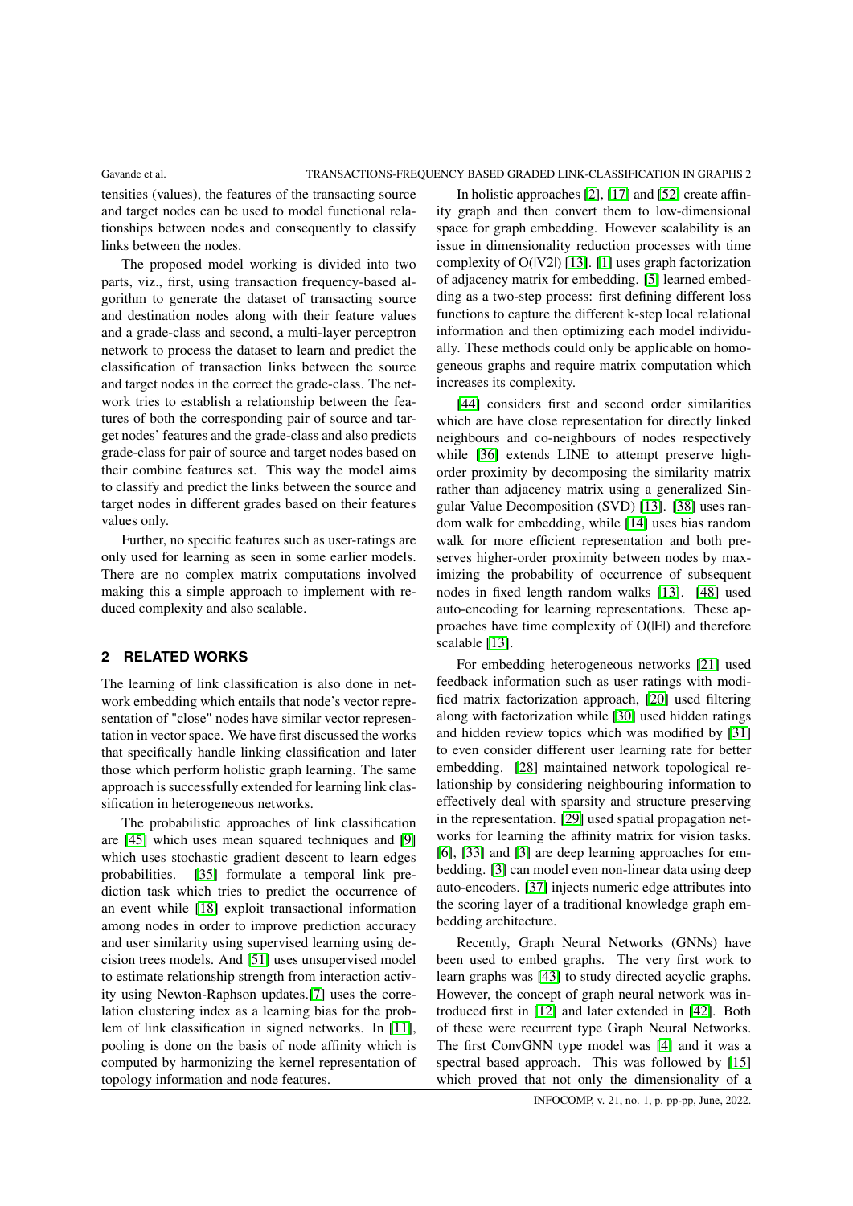tensities (values), the features of the transacting source and target nodes can be used to model functional relationships between nodes and consequently to classify links between the nodes.

The proposed model working is divided into two parts, viz., first, using transaction frequency-based algorithm to generate the dataset of transacting source and destination nodes along with their feature values and a grade-class and second, a multi-layer perceptron network to process the dataset to learn and predict the classification of transaction links between the source and target nodes in the correct the grade-class. The network tries to establish a relationship between the features of both the corresponding pair of source and target nodes' features and the grade-class and also predicts grade-class for pair of source and target nodes based on their combine features set. This way the model aims to classify and predict the links between the source and target nodes in different grades based on their features values only.

Further, no specific features such as user-ratings are only used for learning as seen in some earlier models. There are no complex matrix computations involved making this a simple approach to implement with reduced complexity and also scalable.

## 2 RELATED WORKS

The learning of link classification is also done in network embedding which entails that node's vector representation of "close" nodes have similar vector representation in vector space. We have first discussed the works that specifically handle linking classification and later those which perform holistic graph learning. The same approach is successfully extended for learning link classification in heterogeneous networks.

The probabilistic approaches of link classification are [45] which uses mean squared techniques and [9] which uses stochastic gradient descent to learn edges probabilities. [35] formulate a temporal link prediction task which tries to predict the occurrence of an event while [18] exploit transactional information among nodes in order to improve prediction accuracy and user similarity using supervised learning using decision trees models. And [51] uses unsupervised model to estimate relationship strength from interaction activity using Newton-Raphson updates.[7] uses the correlation clustering index as a learning bias for the problem of link classification in signed networks. In [11], pooling is done on the basis of node affinity which is computed by harmonizing the kernel representation of topology information and node features.

In holistic approaches [2], [17] and [52] create affinity graph and then convert them to low-dimensional space for graph embedding. However scalability is an issue in dimensionality reduction processes with time complexity of O(|V2|) [13]. [1] uses graph factorization of adjacency matrix for embedding. [5] learned embedding as a two-step process: first defining different loss functions to capture the different k-step local relational information and then optimizing each model individually. These methods could only be applicable on homogeneous graphs and require matrix computation which increases its complexity.

[44] considers first and second order similarities which are have close representation for directly linked neighbours and co-neighbours of nodes respectively while [36] extends LINE to attempt preserve high-order proximity by decomposing the similarity matrix rather than adjacency matrix using a generalized Singular Value Decomposition (SVD) [13]. [38] uses random walk for embedding, while [14] uses bias random walk for more efficient representation and both preserves higher-order proximity between nodes by maximizing the probability of occurrence of subsequent nodes in fixed length random walks [13]. [48] used auto-encoding for learning representations. These approaches have time complexity of O(|E|) and therefore scalable [13].

For embedding heterogeneous networks [21] used feedback information such as user ratings with modified matrix factorization approach, [20] used filtering along with factorization while [30] used hidden ratings and hidden review topics which was modified by [31] to even consider different user learning rate for better embedding. [28] maintained network topological relationship by considering neighbouring information to effectively deal with sparsity and structure preserving in the representation. [29] used spatial propagation networks for learning the affinity matrix for vision tasks. [6], [33] and [3] are deep learning approaches for embedding. [3] can model even non-linear data using deep auto-encoders. [37] injects numeric edge attributes into the scoring layer of a traditional knowledge graph embedding architecture.

Recently, Graph Neural Networks (GNNs) have been used to embed graphs. The very first work to learn graphs was [43] to study directed acyclic graphs. However, the concept of graph neural network was introduced first in [12] and later extended in [42]. Both of these were recurrent type Graph Neural Networks. The first ConvGNN type model was [4] and it was a spectral based approach. This was followed by [15] which proved that not only the dimensionality of a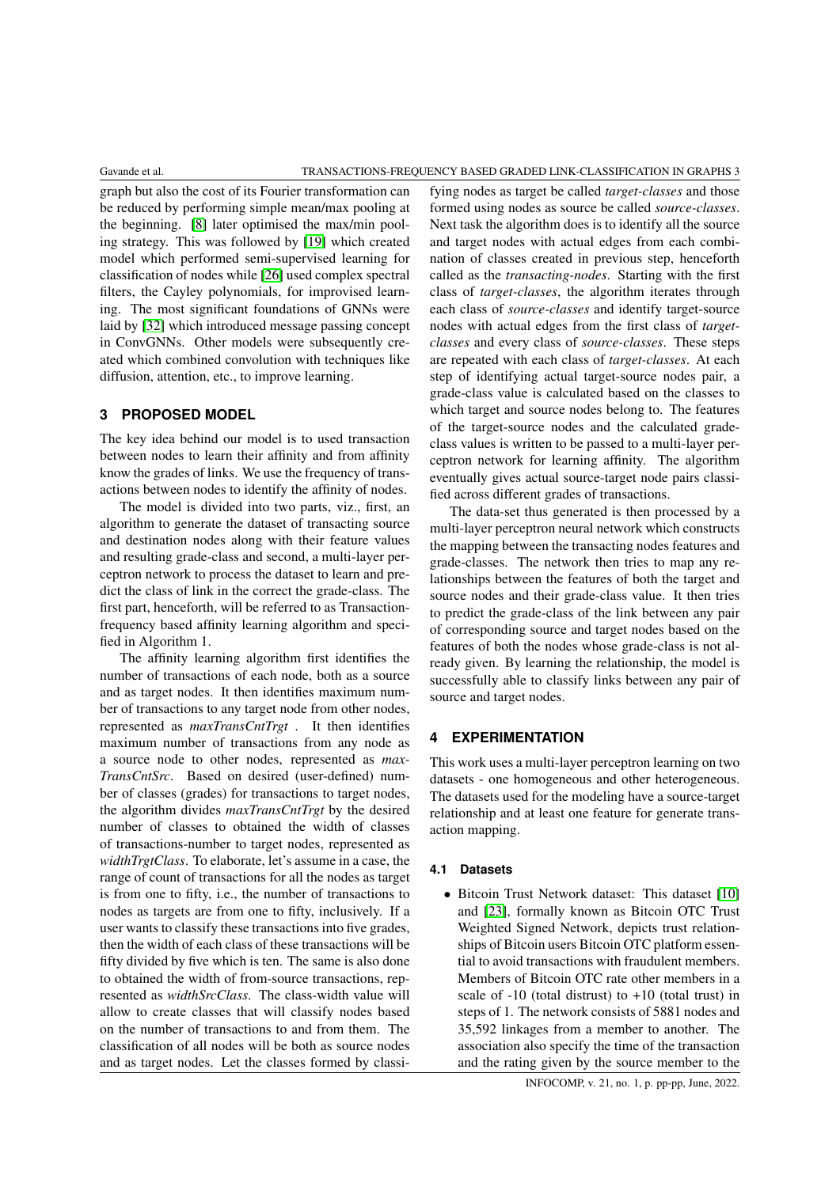graph but also the cost of its Fourier transformation can be reduced by performing simple mean/max pooling at the beginning. [8] later optimised the max/min pooling strategy. This was followed by [19] which created model which performed semi-supervised learning for classification of nodes while [26] used complex spectral filters, the Cayley polynomials, for improvised learning. The most significant foundations of GNNs were laid by [32] which introduced message passing concept in ConvGNNs. Other models were subsequently created which combined convolution with techniques like diffusion, attention, etc., to improve learning.

## 3 PROPOSED MODEL

The key idea behind our model is to used transaction between nodes to learn their affinity and from affinity know the grades of links. We use the frequency of transactions between nodes to identify the affinity of nodes.

The model is divided into two parts, viz., first, an algorithm to generate the dataset of transacting source and destination nodes along with their feature values and resulting grade-class and second, a multi-layer perceptron network to process the dataset to learn and predict the class of link in the correct the grade-class. The first part, henceforth, will be referred to as Transaction-frequency based affinity learning algorithm and specified in Algorithm 1.

The affinity learning algorithm first identifies the number of transactions of each node, both as a source and as target nodes. It then identifies maximum number of transactions to any target node from other nodes, represented as *maxTransCntTrgt* . It then identifies maximum number of transactions from any node as a source node to other nodes, represented as *maxTransCntSrc*. Based on desired (user-defined) number of classes (grades) for transactions to target nodes, the algorithm divides *maxTransCntTrgt* by the desired number of classes to obtained the width of classes of transactions-number to target nodes, represented as *widthTrgtClass*. To elaborate, let's assume in a case, the range of count of transactions for all the nodes as target is from one to fifty, i.e., the number of transactions to nodes as targets are from one to fifty, inclusively. If a user wants to classify these transactions into five grades, then the width of each class of these transactions will be fifty divided by five which is ten. The same is also done to obtained the width of from-source transactions, represented as *widthSrcClass*. The class-width value will allow to create classes that will classify nodes based on the number of transactions to and from them. The classification of all nodes will be both as source nodes and as target nodes. Let the classes formed by classifying nodes as target be called *target-classes* and those formed using nodes as source be called *source-classes*. Next task the algorithm does is to identify all the source and target nodes with actual edges from each combination of classes created in previous step, henceforth called as the *transacting-nodes*. Starting with the first class of *target-classes*, the algorithm iterates through each class of *source-classes* and identify target-source nodes with actual edges from the first class of *target-classes* and every class of *source-classes*. These steps are repeated with each class of *target-classes*. At each step of identifying actual target-source nodes pair, a grade-class value is calculated based on the classes to which target and source nodes belong to. The features of the target-source nodes and the calculated grade-class values is written to be passed to a multi-layer perceptron network for learning affinity. The algorithm eventually gives actual source-target node pairs classified across different grades of transactions.

The data-set thus generated is then processed by a multi-layer perceptron neural network which constructs the mapping between the transacting nodes features and grade-classes. The network then tries to map any relationships between the features of both the target and source nodes and their grade-class value. It then tries to predict the grade-class of the link between any pair of corresponding source and target nodes based on the features of both the nodes whose grade-class is not already given. By learning the relationship, the model is successfully able to classify links between any pair of source and target nodes.

## 4 EXPERIMENTATION

This work uses a multi-layer perceptron learning on two datasets - one homogeneous and other heterogeneous. The datasets used for the modeling have a source-target relationship and at least one feature for generate transaction mapping.

### 4.1 Datasets

- Bitcoin Trust Network dataset: This dataset [10] and [23], formally known as Bitcoin OTC Trust Weighted Signed Network, depicts trust relationships of Bitcoin users Bitcoin OTC platform essential to avoid transactions with fraudulent members. Members of Bitcoin OTC rate other members in a scale of -10 (total distrust) to +10 (total trust) in steps of 1. The network consists of 5881 nodes and 35,592 linkages from a member to another. The association also specify the time of the transaction and the rating given by the source member to the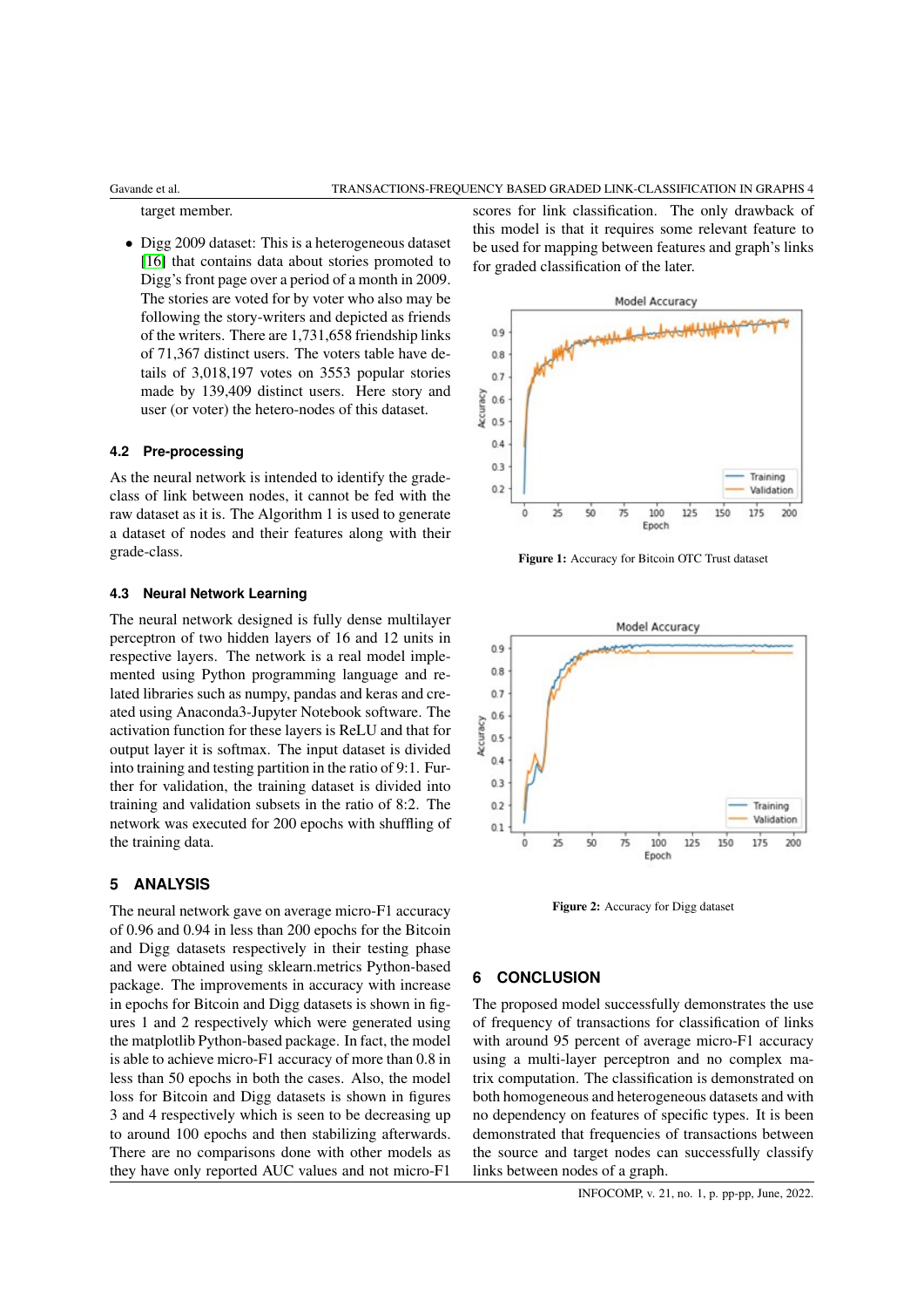target member.

- Digg 2009 dataset: This is a heterogeneous dataset [16] that contains data about stories promoted to Digg's front page over a period of a month in 2009. The stories are voted for by voter who also may be following the story-writers and depicted as friends of the writers. There are 1,731,658 friendship links of 71,367 distinct users. The voters table have details of 3,018,197 votes on 3553 popular stories made by 139,409 distinct users. Here story and user (or voter) the hetero-nodes of this dataset.

### 4.2 Pre-processing

As the neural network is intended to identify the grade-class of link between nodes, it cannot be fed with the raw dataset as it is. The Algorithm 1 is used to generate a dataset of nodes and their features along with their grade-class.

### 4.3 Neural Network Learning

The neural network designed is fully dense multilayer perceptron of two hidden layers of 16 and 12 units in respective layers. The network is a real model implemented using Python programming language and related libraries such as numpy, pandas and keras and created using Anaconda3-Jupyter Notebook software. The activation function for these layers is ReLU and that for output layer it is softmax. The input dataset is divided into training and testing partition in the ratio of 9:1. Further for validation, the training dataset is divided into training and validation subsets in the ratio of 8:2. The network was executed for 200 epochs with shuffling of the training data.

## 5 ANALYSIS

The neural network gave on average micro-F1 accuracy of 0.96 and 0.94 in less than 200 epochs for the Bitcoin and Digg datasets respectively in their testing phase and were obtained using sklearn.metrics Python-based package. The improvements in accuracy with increase in epochs for Bitcoin and Digg datasets is shown in figures 1 and 2 respectively which were generated using the matplotlib Python-based package. In fact, the model is able to achieve micro-F1 accuracy of more than 0.8 in less than 50 epochs in both the cases. Also, the model loss for Bitcoin and Digg datasets is shown in figures 3 and 4 respectively which is seen to be decreasing up to around 100 epochs and then stabilizing afterwards. There are no comparisons done with other models as they have only reported AUC values and not micro-F1 scores for link classification. The only drawback of this model is that it requires some relevant feature to be used for mapping between features and graph's links for graded classification of the later.

**Figure 1:** Accuracy for Bitcoin OTC Trust dataset

**Figure 2:** Accuracy for Digg dataset

## 6 CONCLUSION

The proposed model successfully demonstrates the use of frequency of transactions for classification of links with around 95 percent of average micro-F1 accuracy using a multi-layer perceptron and no complex matrix computation. The classification is demonstrated on both homogeneous and heterogeneous datasets and with no dependency on features of specific types. It is been demonstrated that frequencies of transactions between the source and target nodes can successfully classify links between nodes of a graph.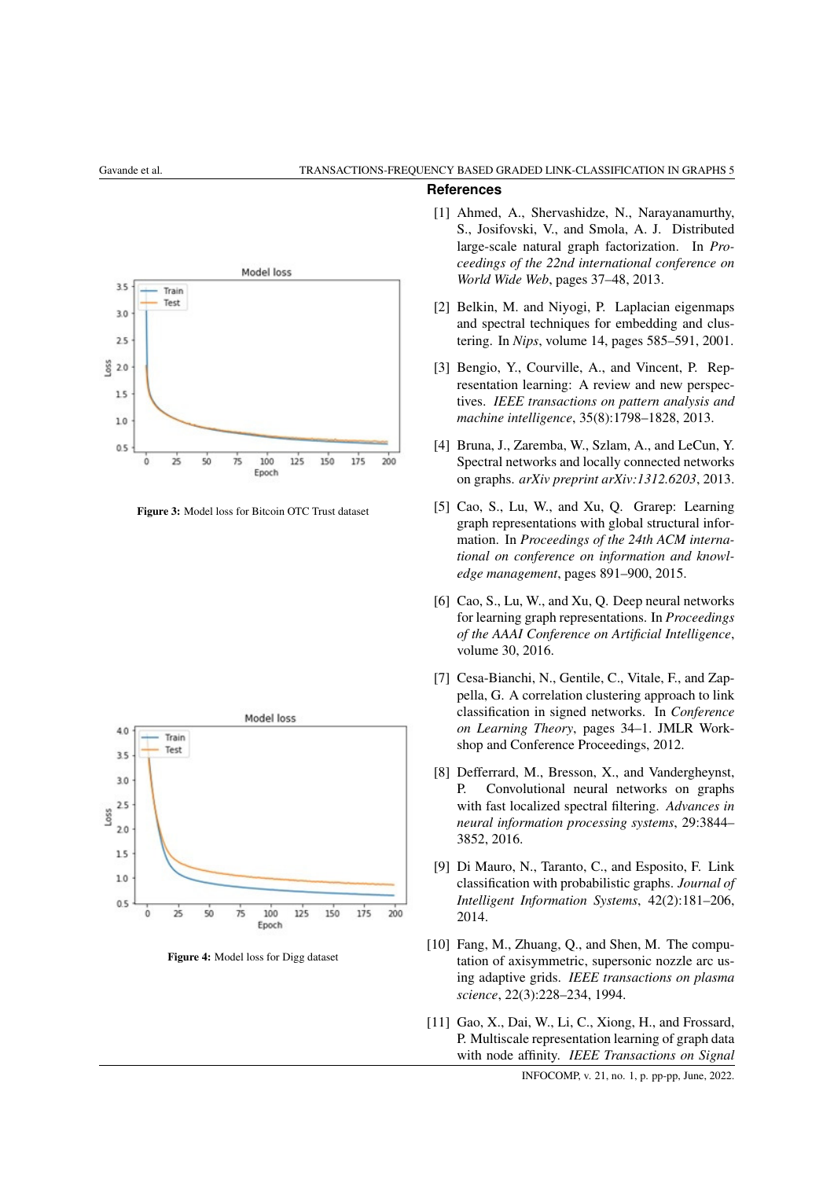Figure 3: Model loss for Bitcoin OTC Trust dataset

Figure 4: Model loss for Digg dataset

## References

[1] Ahmed, A., Shervashidze, N., Narayanamurthy, S., Josifovski, V., and Smola, A. J. Distributed large-scale natural graph factorization. In *Proceedings of the 22nd international conference on World Wide Web*, pages 37–48, 2013.

[2] Belkin, M. and Niyogi, P. Laplacian eigenmaps and spectral techniques for embedding and clustering. In *Nips*, volume 14, pages 585–591, 2001.

[3] Bengio, Y., Courville, A., and Vincent, P. Representation learning: A review and new perspectives. *IEEE transactions on pattern analysis and machine intelligence*, 35(8):1798–1828, 2013.

[4] Bruna, J., Zaremba, W., Szlam, A., and LeCun, Y. Spectral networks and locally connected networks on graphs. *arXiv preprint arXiv:1312.6203*, 2013.

[5] Cao, S., Lu, W., and Xu, Q. Grarep: Learning graph representations with global structural information. In *Proceedings of the 24th ACM international on conference on information and knowledge management*, pages 891–900, 2015.

[6] Cao, S., Lu, W., and Xu, Q. Deep neural networks for learning graph representations. In *Proceedings of the AAAI Conference on Artificial Intelligence*, volume 30, 2016.

[7] Cesa-Bianchi, N., Gentile, C., Vitale, F., and Zappella, G. A correlation clustering approach to link classification in signed networks. In *Conference on Learning Theory*, pages 34–1. JMLR Workshop and Conference Proceedings, 2012.

[8] Defferrard, M., Bresson, X., and Vandergheynst, P. Convolutional neural networks on graphs with fast localized spectral filtering. *Advances in neural information processing systems*, 29:3844–3852, 2016.

[9] Di Mauro, N., Taranto, C., and Esposito, F. Link classification with probabilistic graphs. *Journal of Intelligent Information Systems*, 42(2):181–206, 2014.

[10] Fang, M., Zhuang, Q., and Shen, M. The computation of axisymmetric, supersonic nozzle arc using adaptive grids. *IEEE transactions on plasma science*, 22(3):228–234, 1994.

[11] Gao, X., Dai, W., Li, C., Xiong, H., and Frossard, P. Multiscale representation learning of graph data with node affinity. *IEEE Transactions on Signal*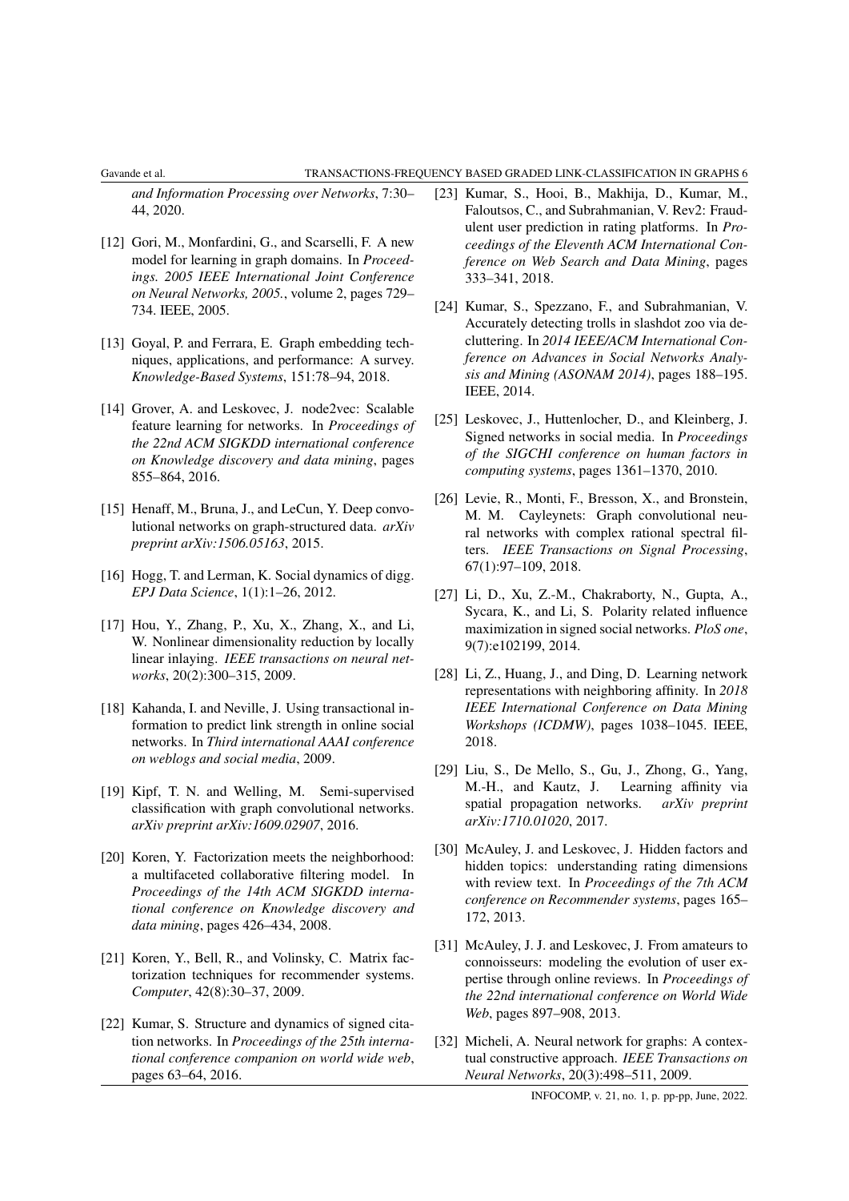*and Information Processing over Networks*, 7:30–44, 2020.

[12] Gori, M., Monfardini, G., and Scarselli, F. A new model for learning in graph domains. In *Proceedings. 2005 IEEE International Joint Conference on Neural Networks, 2005.*, volume 2, pages 729–734. IEEE, 2005.

[13] Goyal, P. and Ferrara, E. Graph embedding techniques, applications, and performance: A survey. *Knowledge-Based Systems*, 151:78–94, 2018.

[14] Grover, A. and Leskovec, J. node2vec: Scalable feature learning for networks. In *Proceedings of the 22nd ACM SIGKDD international conference on Knowledge discovery and data mining*, pages 855–864, 2016.

[15] Henaff, M., Bruna, J., and LeCun, Y. Deep convolutional networks on graph-structured data. *arXiv preprint arXiv:1506.05163*, 2015.

[16] Hogg, T. and Lerman, K. Social dynamics of digg. *EPJ Data Science*, 1(1):1–26, 2012.

[17] Hou, Y., Zhang, P., Xu, X., Zhang, X., and Li, W. Nonlinear dimensionality reduction by locally linear inlaying. *IEEE transactions on neural networks*, 20(2):300–315, 2009.

[18] Kahanda, I. and Neville, J. Using transactional information to predict link strength in online social networks. In *Third international AAAI conference on weblogs and social media*, 2009.

[19] Kipf, T. N. and Welling, M. Semi-supervised classification with graph convolutional networks. *arXiv preprint arXiv:1609.02907*, 2016.

[20] Koren, Y. Factorization meets the neighborhood: a multifaceted collaborative filtering model. In *Proceedings of the 14th ACM SIGKDD international conference on Knowledge discovery and data mining*, pages 426–434, 2008.

[21] Koren, Y., Bell, R., and Volinsky, C. Matrix factorization techniques for recommender systems. *Computer*, 42(8):30–37, 2009.

[22] Kumar, S. Structure and dynamics of signed citation networks. In *Proceedings of the 25th international conference companion on world wide web*, pages 63–64, 2016.

[23] Kumar, S., Hooi, B., Makhija, D., Kumar, M., Faloutsos, C., and Subrahmanian, V. Rev2: Fraudulent user prediction in rating platforms. In *Proceedings of the Eleventh ACM International Conference on Web Search and Data Mining*, pages 333–341, 2018.

[24] Kumar, S., Spezzano, F., and Subrahmanian, V. Accurately detecting trolls in slashdot zoo via decluttering. In *2014 IEEE/ACM International Conference on Advances in Social Networks Analysis and Mining (ASONAM 2014)*, pages 188–195. IEEE, 2014.

[25] Leskovec, J., Huttenlocher, D., and Kleinberg, J. Signed networks in social media. In *Proceedings of the SIGCHI conference on human factors in computing systems*, pages 1361–1370, 2010.

[26] Levie, R., Monti, F., Bresson, X., and Bronstein, M. M. Cayleynets: Graph convolutional neural networks with complex rational spectral filters. *IEEE Transactions on Signal Processing*, 67(1):97–109, 2018.

[27] Li, D., Xu, Z.-M., Chakraborty, N., Gupta, A., Sycara, K., and Li, S. Polarity related influence maximization in signed social networks. *PloS one*, 9(7):e102199, 2014.

[28] Li, Z., Huang, J., and Ding, D. Learning network representations with neighboring affinity. In *2018 IEEE International Conference on Data Mining Workshops (ICDMW)*, pages 1038–1045. IEEE, 2018.

[29] Liu, S., De Mello, S., Gu, J., Zhong, G., Yang, M.-H., and Kautz, J. Learning affinity via spatial propagation networks. *arXiv preprint arXiv:1710.01020*, 2017.

[30] McAuley, J. and Leskovec, J. Hidden factors and hidden topics: understanding rating dimensions with review text. In *Proceedings of the 7th ACM conference on Recommender systems*, pages 165–172, 2013.

[31] McAuley, J. J. and Leskovec, J. From amateurs to connoisseurs: modeling the evolution of user expertise through online reviews. In *Proceedings of the 22nd international conference on World Wide Web*, pages 897–908, 2013.

[32] Micheli, A. Neural network for graphs: A contextual constructive approach. *IEEE Transactions on Neural Networks*, 20(3):498–511, 2009.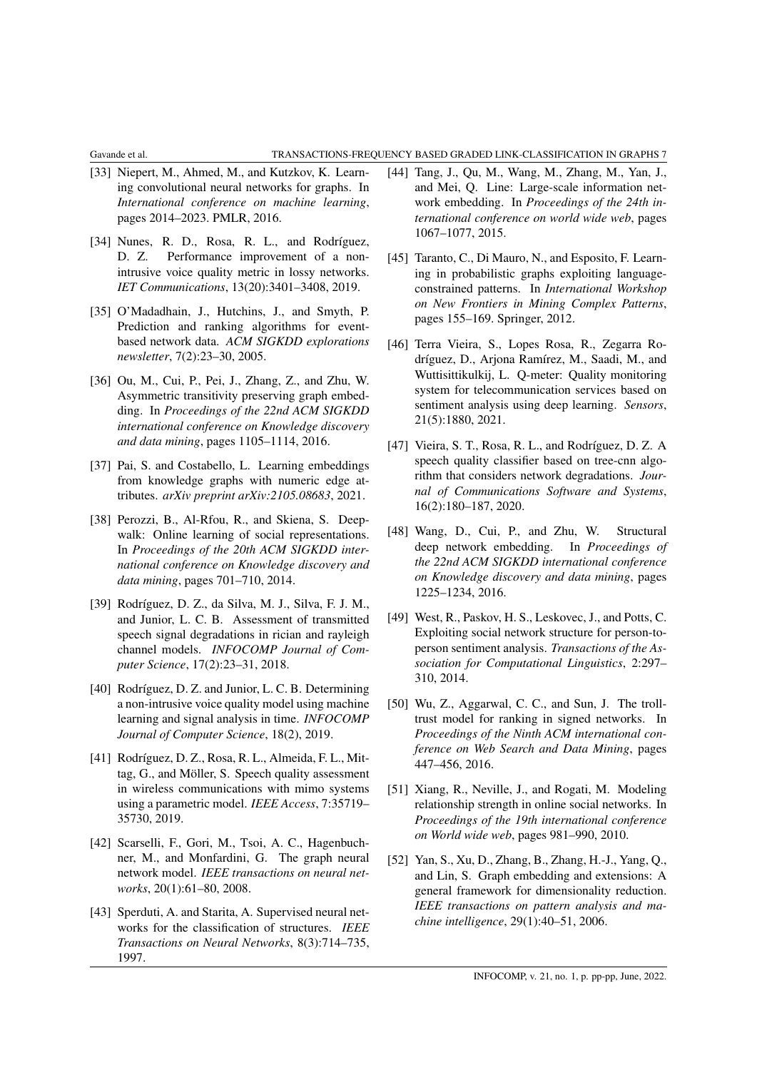[33] Niepert, M., Ahmed, M., and Kutzkov, K. Learning convolutional neural networks for graphs. In *International conference on machine learning*, pages 2014–2023. PMLR, 2016.

[34] Nunes, R. D., Rosa, R. L., and Rodríguez, D. Z. Performance improvement of a non-intrusive voice quality metric in lossy networks. *IET Communications*, 13(20):3401–3408, 2019.

[35] O'Madadhain, J., Hutchins, J., and Smyth, P. Prediction and ranking algorithms for event-based network data. *ACM SIGKDD explorations newsletter*, 7(2):23–30, 2005.

[36] Ou, M., Cui, P., Pei, J., Zhang, Z., and Zhu, W. Asymmetric transitivity preserving graph embedding. In *Proceedings of the 22nd ACM SIGKDD international conference on Knowledge discovery and data mining*, pages 1105–1114, 2016.

[37] Pai, S. and Costabello, L. Learning embeddings from knowledge graphs with numeric edge attributes. *arXiv preprint arXiv:2105.08683*, 2021.

[38] Perozzi, B., Al-Rfou, R., and Skiena, S. Deepwalk: Online learning of social representations. In *Proceedings of the 20th ACM SIGKDD international conference on Knowledge discovery and data mining*, pages 701–710, 2014.

[39] Rodríguez, D. Z., da Silva, M. J., Silva, F. J. M., and Junior, L. C. B. Assessment of transmitted speech signal degradations in rician and rayleigh channel models. *INFOCOMP Journal of Computer Science*, 17(2):23–31, 2018.

[40] Rodríguez, D. Z. and Junior, L. C. B. Determining a non-intrusive voice quality model using machine learning and signal analysis in time. *INFOCOMP Journal of Computer Science*, 18(2), 2019.

[41] Rodríguez, D. Z., Rosa, R. L., Almeida, F. L., Mittag, G., and Möller, S. Speech quality assessment in wireless communications with mimo systems using a parametric model. *IEEE Access*, 7:35719–35730, 2019.

[42] Scarselli, F., Gori, M., Tsoi, A. C., Hagenbuchner, M., and Monfardini, G. The graph neural network model. *IEEE transactions on neural networks*, 20(1):61–80, 2008.

[43] Sperduti, A. and Starita, A. Supervised neural networks for the classification of structures. *IEEE Transactions on Neural Networks*, 8(3):714–735, 1997.

[44] Tang, J., Qu, M., Wang, M., Zhang, M., Yan, J., and Mei, Q. Line: Large-scale information network embedding. In *Proceedings of the 24th international conference on world wide web*, pages 1067–1077, 2015.

[45] Taranto, C., Di Mauro, N., and Esposito, F. Learning in probabilistic graphs exploiting language-constrained patterns. In *International Workshop on New Frontiers in Mining Complex Patterns*, pages 155–169. Springer, 2012.

[46] Terra Vieira, S., Lopes Rosa, R., Zegarra Rodríguez, D., Arjona Ramírez, M., Saadi, M., and Wuttisittikulkij, L. Q-meter: Quality monitoring system for telecommunication services based on sentiment analysis using deep learning. *Sensors*, 21(5):1880, 2021.

[47] Vieira, S. T., Rosa, R. L., and Rodríguez, D. Z. A speech quality classifier based on tree-cnn algorithm that considers network degradations. *Journal of Communications Software and Systems*, 16(2):180–187, 2020.

[48] Wang, D., Cui, P., and Zhu, W. Structural deep network embedding. In *Proceedings of the 22nd ACM SIGKDD international conference on Knowledge discovery and data mining*, pages 1225–1234, 2016.

[49] West, R., Paskov, H. S., Leskovec, J., and Potts, C. Exploiting social network structure for person-to-person sentiment analysis. *Transactions of the Association for Computational Linguistics*, 2:297–310, 2014.

[50] Wu, Z., Aggarwal, C. C., and Sun, J. The troll-trust model for ranking in signed networks. In *Proceedings of the Ninth ACM international conference on Web Search and Data Mining*, pages 447–456, 2016.

[51] Xiang, R., Neville, J., and Rogati, M. Modeling relationship strength in online social networks. In *Proceedings of the 19th international conference on World wide web*, pages 981–990, 2010.

[52] Yan, S., Xu, D., Zhang, B., Zhang, H.-J., Yang, Q., and Lin, S. Graph embedding and extensions: A general framework for dimensionality reduction. *IEEE transactions on pattern analysis and machine intelligence*, 29(1):40–51, 2006.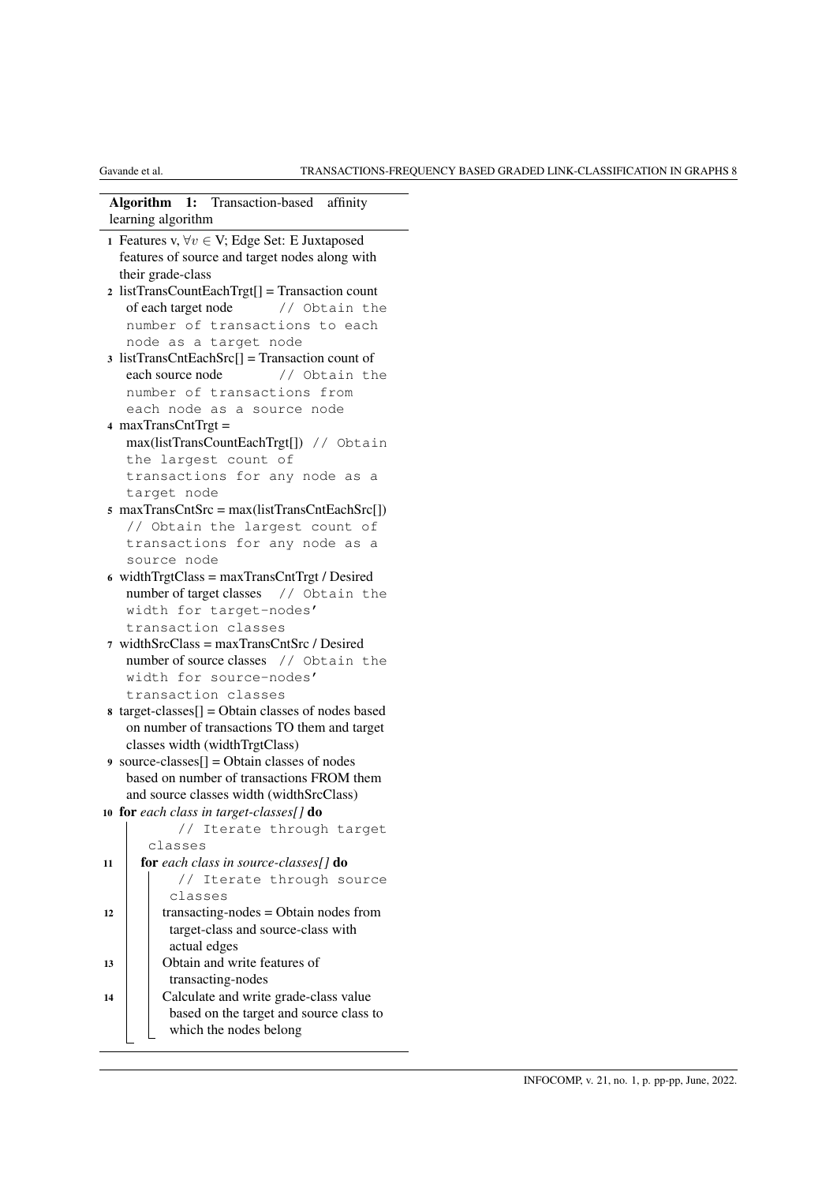**Algorithm 1:** Transaction-based affinity learning algorithm

```
1  Features v, ∀v ∈ V; Edge Set: E Juxtaposed
   features of source and target nodes along with
   their grade-class
2  listTransCountEachTrgt[] = Transaction count
     of each target node        // Obtain the
     number of transactions to each
     node as a target node
3  listTransCntEachSrc[] = Transaction count of
     each source node           // Obtain the
     number of transactions from
     each node as a source node
4  maxTransCntTrgt =
     max(listTransCountEachTrgt[])  // Obtain
     the largest count of
     transactions for any node as a
     target node
5  maxTransCntSrc = max(listTransCntEachSrc[])
     // Obtain the largest count of
     transactions for any node as a
     source node
6  widthTrgtClass = maxTransCntTrgt / Desired
     number of target classes   // Obtain the
     width for target-nodes'
     transaction classes
7  widthSrcClass = maxTransCntSrc / Desired
     number of source classes   // Obtain the
     width for source-nodes'
     transaction classes
8  target-classes[] = Obtain classes of nodes based
     on number of transactions TO them and target
     classes width (widthTrgtClass)
9  source-classes[] = Obtain classes of nodes
     based on number of transactions FROM them
     and source classes width (widthSrcClass)
10 for each class in target-classes[] do
         // Iterate through target
       classes
11    for each class in source-classes[] do
           // Iterate through source
         classes
12       transacting-nodes = Obtain nodes from
           target-class and source-class with
           actual edges
13       Obtain and write features of
           transacting-nodes
14       Calculate and write grade-class value
           based on the target and source class to
           which the nodes belong
```